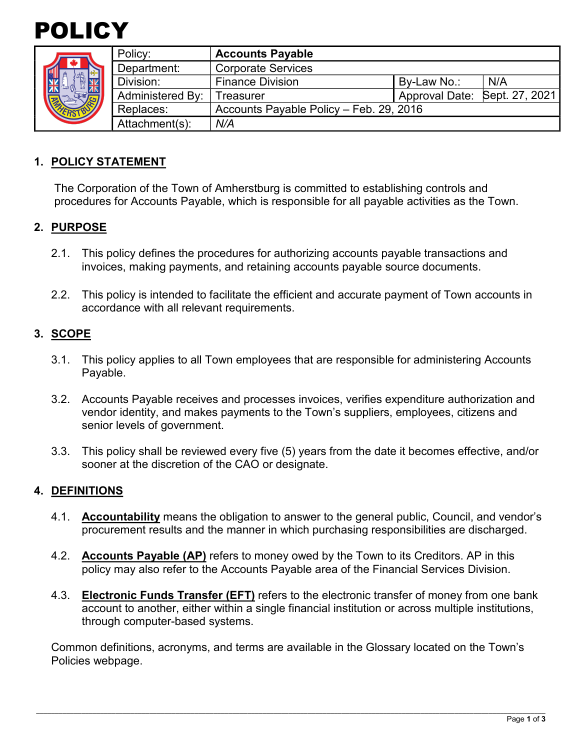# POLICY

| Policy: | **Accounts Payable** | | |
|---|---|---|---|
| Department: | Corporate Services | | |
| Division: | Finance Division | By-Law No.: | N/A |
| Administered By: | Treasurer | Approval Date: | Sept. 27, 2021 |
| Replaces: | Accounts Payable Policy – Feb. 29, 2016 | | |
| Attachment(s): | *N/A* | | |

## 1. POLICY STATEMENT

The Corporation of the Town of Amherstburg is committed to establishing controls and procedures for Accounts Payable, which is responsible for all payable activities as the Town.

## 2. PURPOSE

2.1. This policy defines the procedures for authorizing accounts payable transactions and invoices, making payments, and retaining accounts payable source documents.

2.2. This policy is intended to facilitate the efficient and accurate payment of Town accounts in accordance with all relevant requirements.

## 3. SCOPE

3.1. This policy applies to all Town employees that are responsible for administering Accounts Payable.

3.2. Accounts Payable receives and processes invoices, verifies expenditure authorization and vendor identity, and makes payments to the Town's suppliers, employees, citizens and senior levels of government.

3.3. This policy shall be reviewed every five (5) years from the date it becomes effective, and/or sooner at the discretion of the CAO or designate.

## 4. DEFINITIONS

4.1. **Accountability** means the obligation to answer to the general public, Council, and vendor's procurement results and the manner in which purchasing responsibilities are discharged.

4.2. **Accounts Payable (AP)** refers to money owed by the Town to its Creditors. AP in this policy may also refer to the Accounts Payable area of the Financial Services Division.

4.3. **Electronic Funds Transfer (EFT)** refers to the electronic transfer of money from one bank account to another, either within a single financial institution or across multiple institutions, through computer-based systems.

Common definitions, acronyms, and terms are available in the Glossary located on the Town's Policies webpage.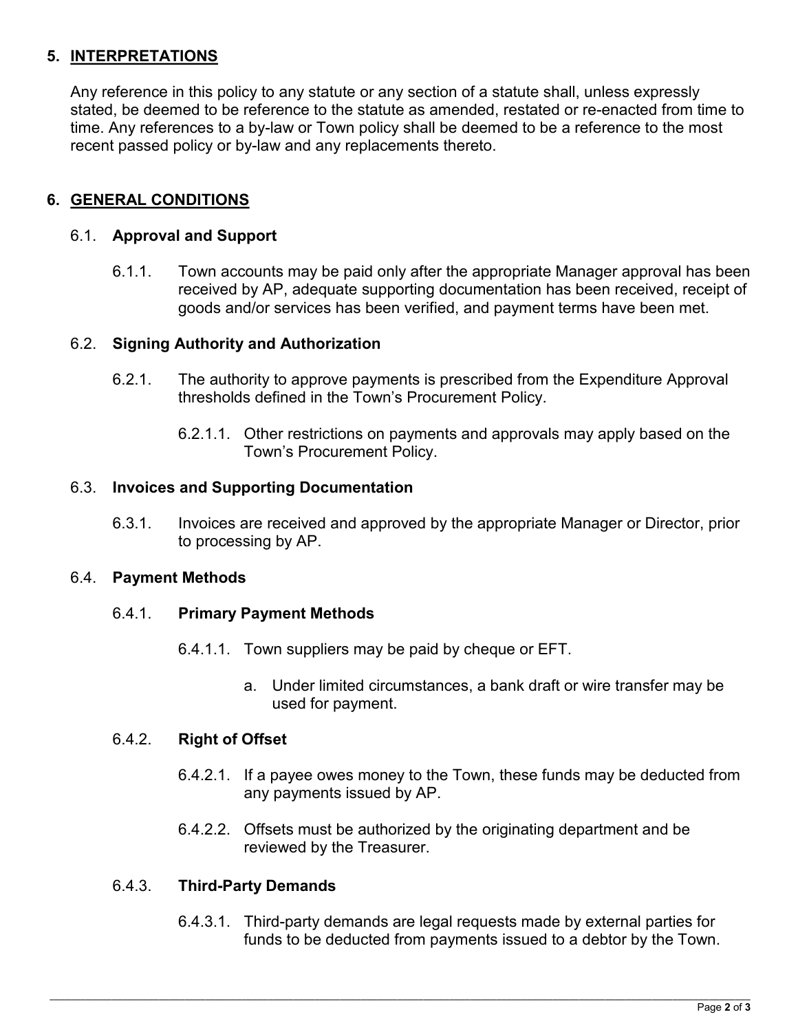## 5. INTERPRETATIONS

Any reference in this policy to any statute or any section of a statute shall, unless expressly stated, be deemed to be reference to the statute as amended, restated or re-enacted from time to time. Any references to a by-law or Town policy shall be deemed to be a reference to the most recent passed policy or by-law and any replacements thereto.

## 6. GENERAL CONDITIONS

### 6.1. Approval and Support

6.1.1. Town accounts may be paid only after the appropriate Manager approval has been received by AP, adequate supporting documentation has been received, receipt of goods and/or services has been verified, and payment terms have been met.

### 6.2. Signing Authority and Authorization

6.2.1. The authority to approve payments is prescribed from the Expenditure Approval thresholds defined in the Town's Procurement Policy.

6.2.1.1. Other restrictions on payments and approvals may apply based on the Town's Procurement Policy.

### 6.3. Invoices and Supporting Documentation

6.3.1. Invoices are received and approved by the appropriate Manager or Director, prior to processing by AP.

### 6.4. Payment Methods

#### 6.4.1. Primary Payment Methods

6.4.1.1. Town suppliers may be paid by cheque or EFT.

a. Under limited circumstances, a bank draft or wire transfer may be used for payment.

#### 6.4.2. Right of Offset

6.4.2.1. If a payee owes money to the Town, these funds may be deducted from any payments issued by AP.

6.4.2.2. Offsets must be authorized by the originating department and be reviewed by the Treasurer.

#### 6.4.3. Third-Party Demands

6.4.3.1. Third-party demands are legal requests made by external parties for funds to be deducted from payments issued to a debtor by the Town.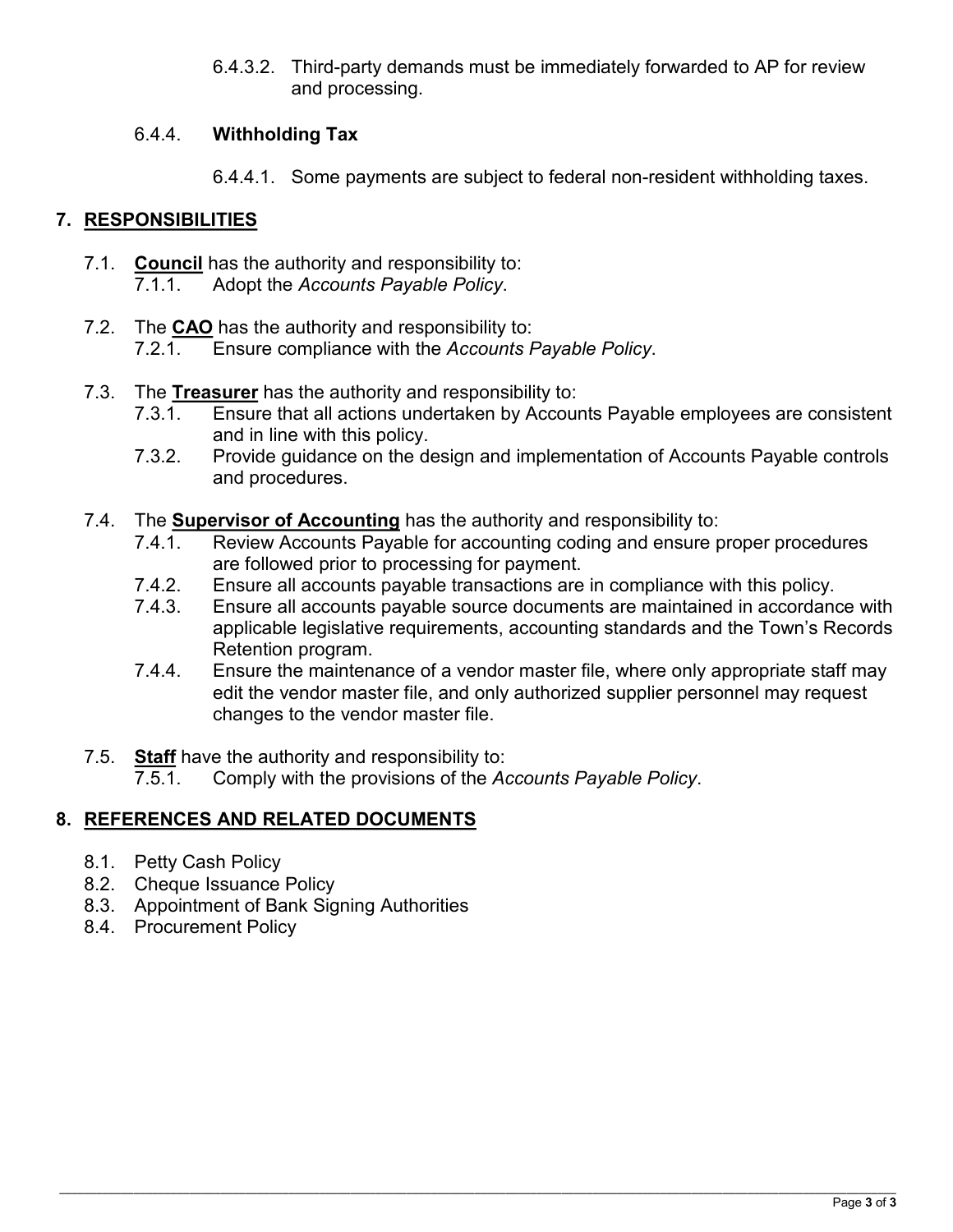6.4.3.2. Third-party demands must be immediately forwarded to AP for review and processing.

6.4.4. **Withholding Tax**

6.4.4.1. Some payments are subject to federal non-resident withholding taxes.

## 7. RESPONSIBILITIES

7.1. **Council** has the authority and responsibility to:

7.1.1. Adopt the *Accounts Payable Policy*.

7.2. The **CAO** has the authority and responsibility to:

7.2.1. Ensure compliance with the *Accounts Payable Policy*.

7.3. The **Treasurer** has the authority and responsibility to:

7.3.1. Ensure that all actions undertaken by Accounts Payable employees are consistent and in line with this policy.

7.3.2. Provide guidance on the design and implementation of Accounts Payable controls and procedures.

7.4. The **Supervisor of Accounting** has the authority and responsibility to:

7.4.1. Review Accounts Payable for accounting coding and ensure proper procedures are followed prior to processing for payment.

7.4.2. Ensure all accounts payable transactions are in compliance with this policy.

7.4.3. Ensure all accounts payable source documents are maintained in accordance with applicable legislative requirements, accounting standards and the Town's Records Retention program.

7.4.4. Ensure the maintenance of a vendor master file, where only appropriate staff may edit the vendor master file, and only authorized supplier personnel may request changes to the vendor master file.

7.5. **Staff** have the authority and responsibility to:

7.5.1. Comply with the provisions of the *Accounts Payable Policy*.

## 8. REFERENCES AND RELATED DOCUMENTS

8.1. Petty Cash Policy

8.2. Cheque Issuance Policy

8.3. Appointment of Bank Signing Authorities

8.4. Procurement Policy